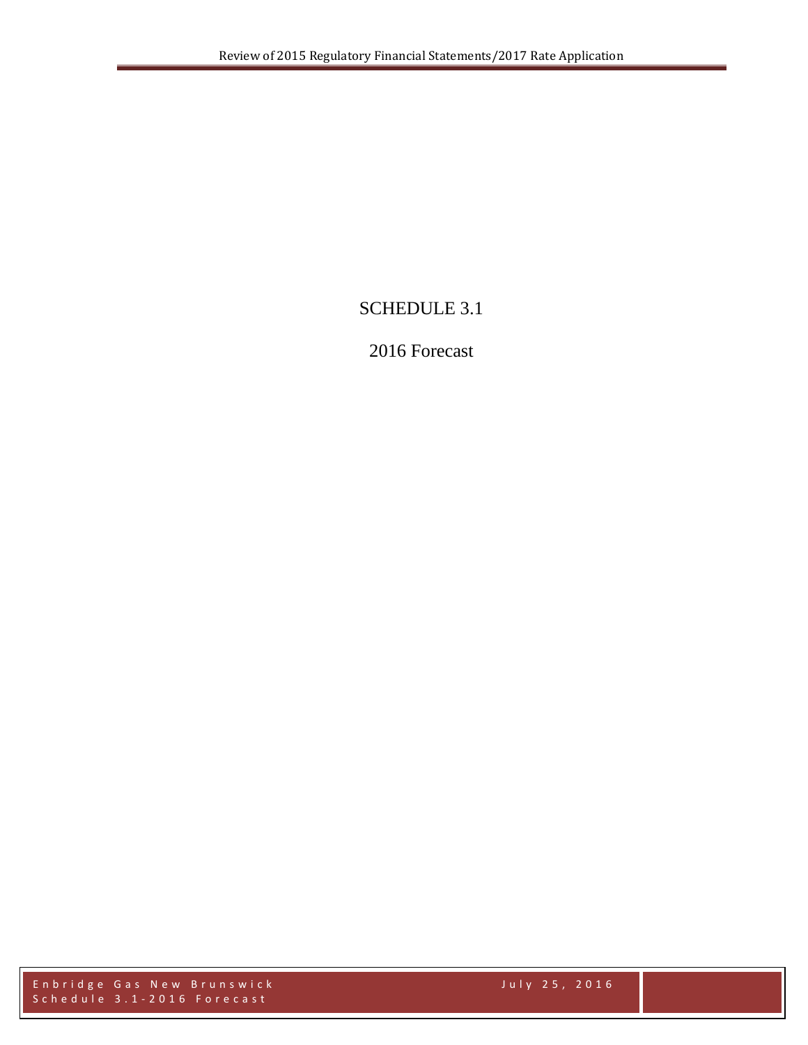# SCHEDULE 3.1

## 2016 Forecast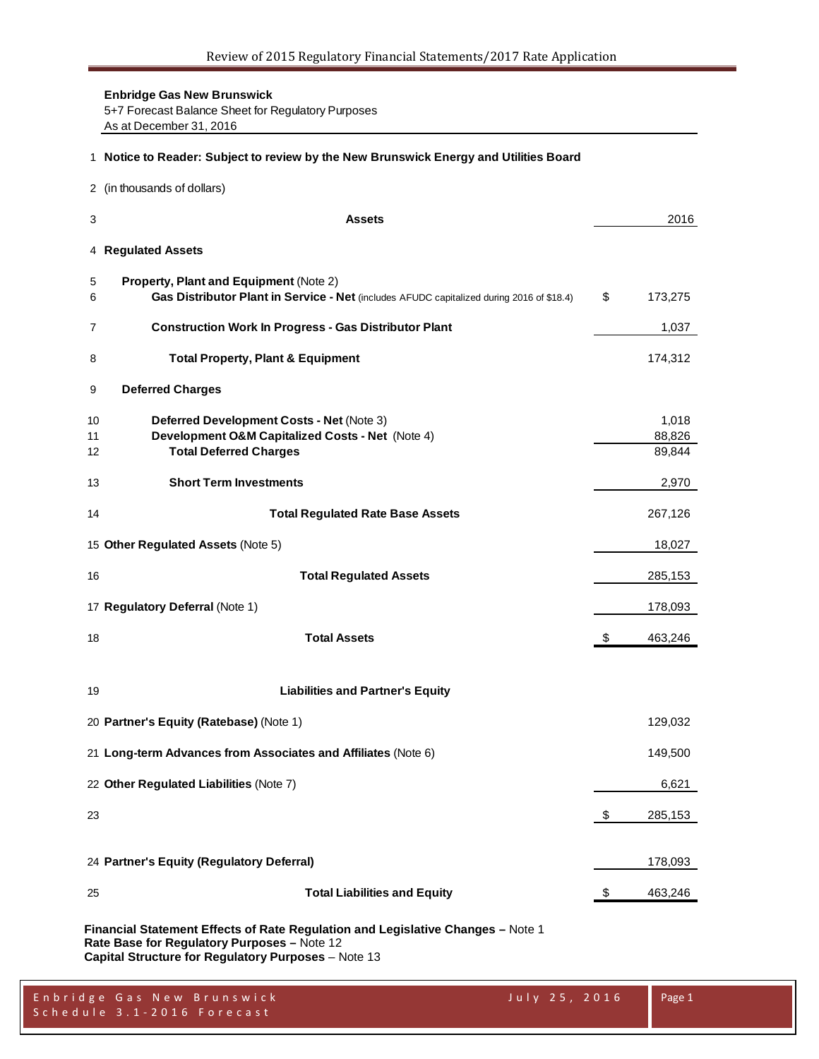**Enbridge Gas New Brunswick**
5+7 Forecast Balance Sheet for Regulatory Purposes
As at December 31, 2016

| Line | Description | | 2016 |
|---|---|---|---|
| 1 | **Notice to Reader: Subject to review by the New Brunswick Energy and Utilities Board** | | |
| 2 | (in thousands of dollars) | | |
| 3 | **Assets** | | 2016 |
| 4 | **Regulated Assets** | | |
| 5 | **Property, Plant and Equipment** (Note 2) | | |
| 6 | **Gas Distributor Plant in Service - Net** (includes AFUDC capitalized during 2016 of $18.4) | $ | 173,275 |
| 7 | **Construction Work In Progress - Gas Distributor Plant** | | 1,037 |
| 8 | **Total Property, Plant & Equipment** | | 174,312 |
| 9 | **Deferred Charges** | | |
| 10 | **Deferred Development Costs - Net** (Note 3) | | 1,018 |
| 11 | **Development O&M Capitalized Costs - Net** (Note 4) | | 88,826 |
| 12 | **Total Deferred Charges** | | 89,844 |
| 13 | **Short Term Investments** | | 2,970 |
| 14 | **Total Regulated Rate Base Assets** | | 267,126 |
| 15 | **Other Regulated Assets** (Note 5) | | 18,027 |
| 16 | **Total Regulated Assets** | | 285,153 |
| 17 | **Regulatory Deferral** (Note 1) | | 178,093 |
| 18 | **Total Assets** | $ | 463,246 |
| 19 | **Liabilities and Partner's Equity** | | |
| 20 | **Partner's Equity (Ratebase)** (Note 1) | | 129,032 |
| 21 | **Long-term Advances from Associates and Affiliates** (Note 6) | | 149,500 |
| 22 | **Other Regulated Liabilities** (Note 7) | | 6,621 |
| 23 | | $ | 285,153 |
| 24 | **Partner's Equity (Regulatory Deferral)** | | 178,093 |
| 25 | **Total Liabilities and Equity** | $ | 463,246 |

**Financial Statement Effects of Rate Regulation and Legislative Changes –** Note 1
**Rate Base for Regulatory Purposes –** Note 12
**Capital Structure for Regulatory Purposes** – Note 13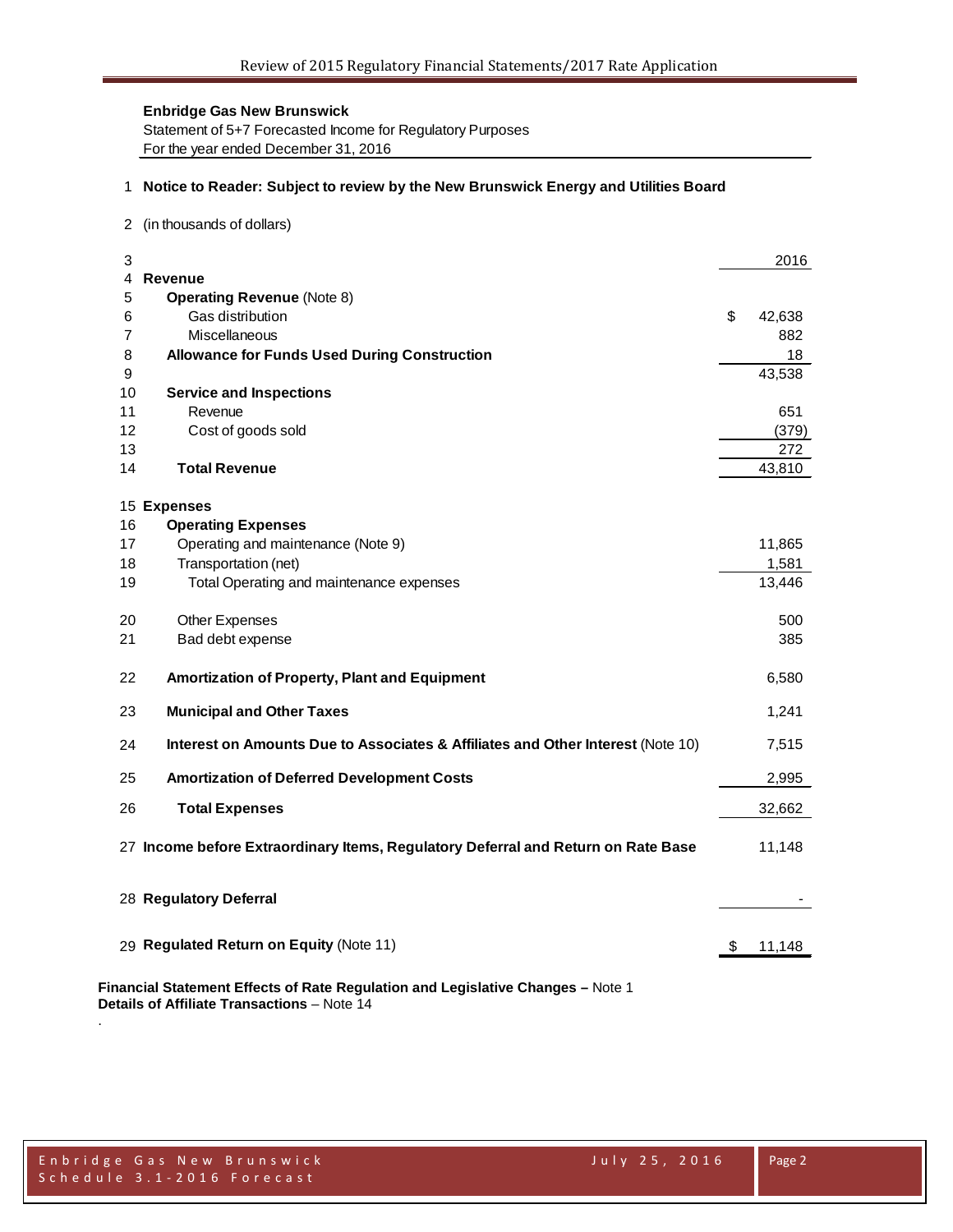**Enbridge Gas New Brunswick**
Statement of 5+7 Forecasted Income for Regulatory Purposes
For the year ended December 31, 2016

| | | |
|---|---|---|
| 1 | **Notice to Reader: Subject to review by the New Brunswick Energy and Utilities Board** | |
| 2 | (in thousands of dollars) | |
| 3 | | 2016 |
| 4 | **Revenue** | |
| 5 | **Operating Revenue** (Note 8) | |
| 6 | Gas distribution | $ 42,638 |
| 7 | Miscellaneous | 882 |
| 8 | **Allowance for Funds Used During Construction** | 18 |
| 9 | | 43,538 |
| 10 | **Service and Inspections** | |
| 11 | Revenue | 651 |
| 12 | Cost of goods sold | (379) |
| 13 | | 272 |
| 14 | **Total Revenue** | 43,810 |
| 15 | **Expenses** | |
| 16 | **Operating Expenses** | |
| 17 | Operating and maintenance (Note 9) | 11,865 |
| 18 | Transportation (net) | 1,581 |
| 19 | Total Operating and maintenance expenses | 13,446 |
| 20 | Other Expenses | 500 |
| 21 | Bad debt expense | 385 |
| 22 | **Amortization of Property, Plant and Equipment** | 6,580 |
| 23 | **Municipal and Other Taxes** | 1,241 |
| 24 | **Interest on Amounts Due to Associates & Affiliates and Other Interest** (Note 10) | 7,515 |
| 25 | **Amortization of Deferred Development Costs** | 2,995 |
| 26 | **Total Expenses** | 32,662 |
| 27 | **Income before Extraordinary Items, Regulatory Deferral and Return on Rate Base** | 11,148 |
| 28 | **Regulatory Deferral** | - |
| 29 | **Regulated Return on Equity** (Note 11) | $ 11,148 |

**Financial Statement Effects of Rate Regulation and Legislative Changes –** Note 1
**Details of Affiliate Transactions** – Note 14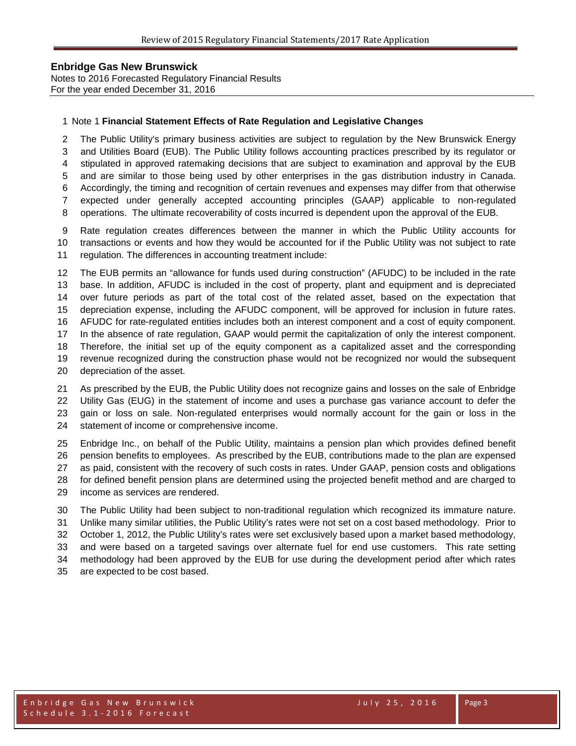**Enbridge Gas New Brunswick**
Notes to 2016 Forecasted Regulatory Financial Results
For the year ended December 31, 2016

Note 1 **Financial Statement Effects of Rate Regulation and Legislative Changes**

The Public Utility's primary business activities are subject to regulation by the New Brunswick Energy and Utilities Board (EUB). The Public Utility follows accounting practices prescribed by its regulator or stipulated in approved ratemaking decisions that are subject to examination and approval by the EUB and are similar to those being used by other enterprises in the gas distribution industry in Canada. Accordingly, the timing and recognition of certain revenues and expenses may differ from that otherwise expected under generally accepted accounting principles (GAAP) applicable to non-regulated operations. The ultimate recoverability of costs incurred is dependent upon the approval of the EUB.

Rate regulation creates differences between the manner in which the Public Utility accounts for transactions or events and how they would be accounted for if the Public Utility was not subject to rate regulation. The differences in accounting treatment include:

The EUB permits an "allowance for funds used during construction" (AFUDC) to be included in the rate base. In addition, AFUDC is included in the cost of property, plant and equipment and is depreciated over future periods as part of the total cost of the related asset, based on the expectation that depreciation expense, including the AFUDC component, will be approved for inclusion in future rates. AFUDC for rate-regulated entities includes both an interest component and a cost of equity component. In the absence of rate regulation, GAAP would permit the capitalization of only the interest component. Therefore, the initial set up of the equity component as a capitalized asset and the corresponding revenue recognized during the construction phase would not be recognized nor would the subsequent depreciation of the asset.

As prescribed by the EUB, the Public Utility does not recognize gains and losses on the sale of Enbridge Utility Gas (EUG) in the statement of income and uses a purchase gas variance account to defer the gain or loss on sale. Non-regulated enterprises would normally account for the gain or loss in the statement of income or comprehensive income.

Enbridge Inc., on behalf of the Public Utility, maintains a pension plan which provides defined benefit pension benefits to employees. As prescribed by the EUB, contributions made to the plan are expensed as paid, consistent with the recovery of such costs in rates. Under GAAP, pension costs and obligations for defined benefit pension plans are determined using the projected benefit method and are charged to income as services are rendered.

The Public Utility had been subject to non-traditional regulation which recognized its immature nature. Unlike many similar utilities, the Public Utility's rates were not set on a cost based methodology. Prior to October 1, 2012, the Public Utility's rates were set exclusively based upon a market based methodology, and were based on a targeted savings over alternate fuel for end use customers. This rate setting methodology had been approved by the EUB for use during the development period after which rates are expected to be cost based.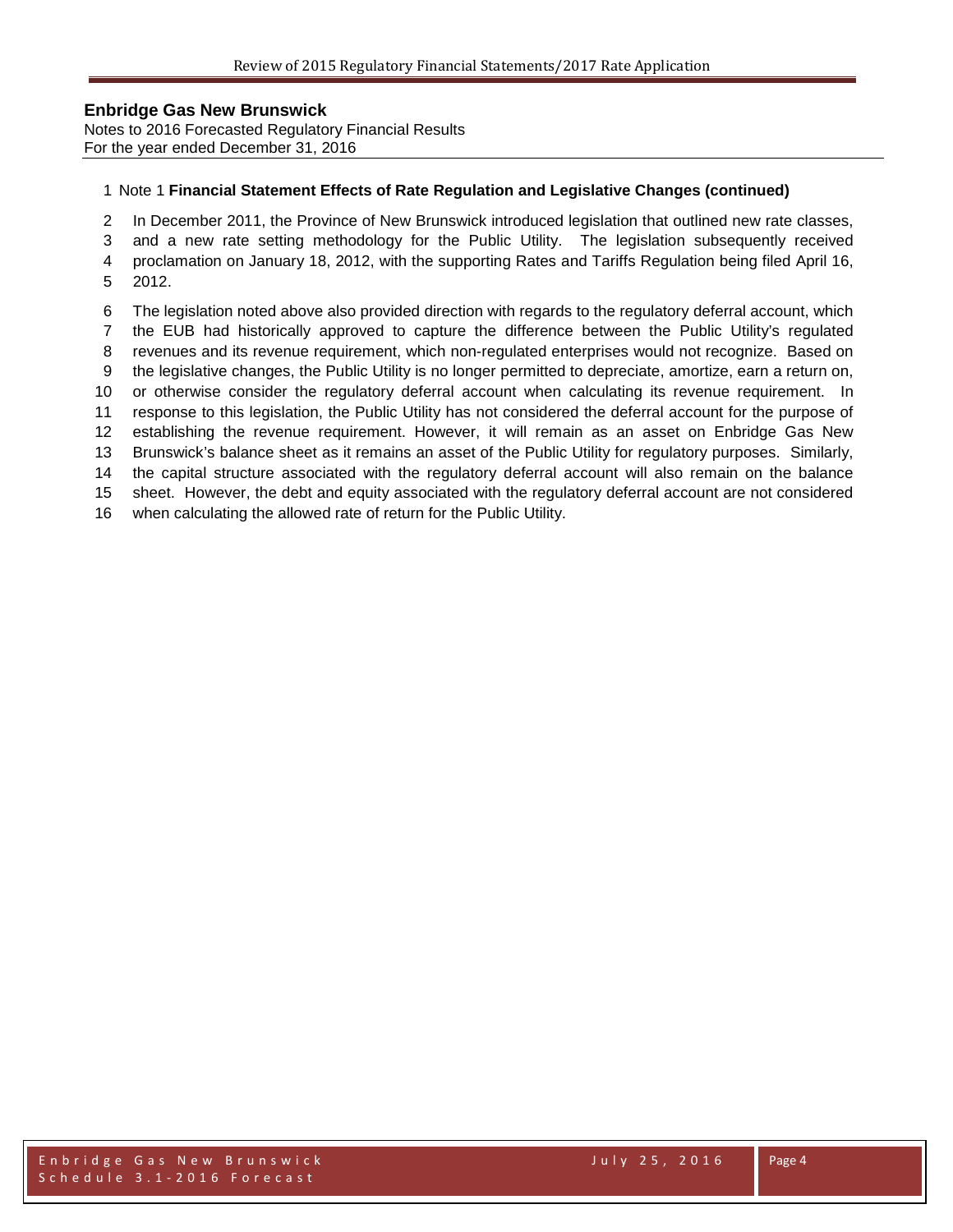**Enbridge Gas New Brunswick**
Notes to 2016 Forecasted Regulatory Financial Results
For the year ended December 31, 2016

Note 1 **Financial Statement Effects of Rate Regulation and Legislative Changes (continued)**

In December 2011, the Province of New Brunswick introduced legislation that outlined new rate classes, and a new rate setting methodology for the Public Utility. The legislation subsequently received proclamation on January 18, 2012, with the supporting Rates and Tariffs Regulation being filed April 16, 2012.

The legislation noted above also provided direction with regards to the regulatory deferral account, which the EUB had historically approved to capture the difference between the Public Utility's regulated revenues and its revenue requirement, which non-regulated enterprises would not recognize. Based on the legislative changes, the Public Utility is no longer permitted to depreciate, amortize, earn a return on, or otherwise consider the regulatory deferral account when calculating its revenue requirement. In response to this legislation, the Public Utility has not considered the deferral account for the purpose of establishing the revenue requirement. However, it will remain as an asset on Enbridge Gas New Brunswick's balance sheet as it remains an asset of the Public Utility for regulatory purposes. Similarly, the capital structure associated with the regulatory deferral account will also remain on the balance sheet. However, the debt and equity associated with the regulatory deferral account are not considered when calculating the allowed rate of return for the Public Utility.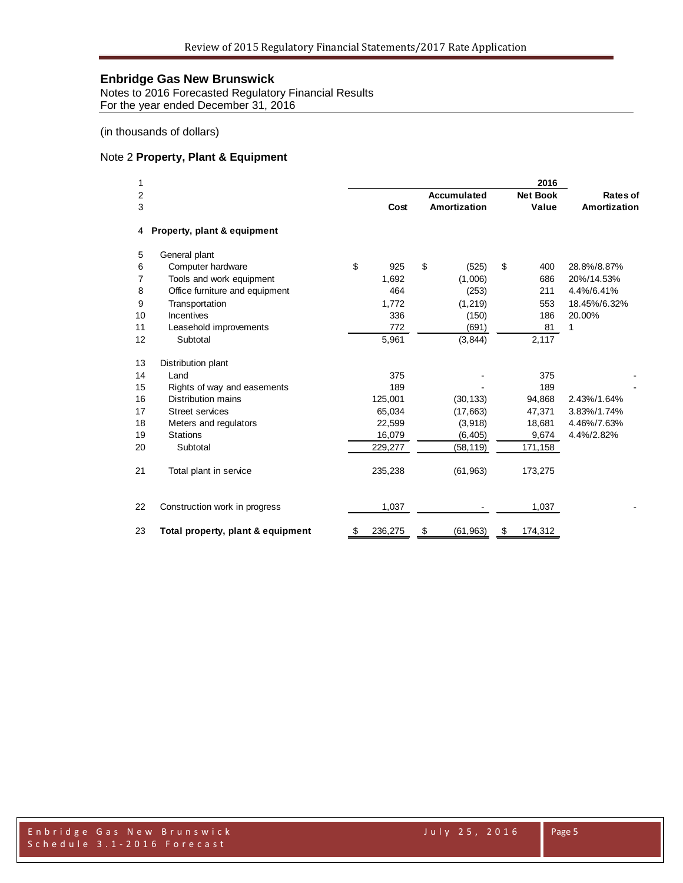## Enbridge Gas New Brunswick

Notes to 2016 Forecasted Regulatory Financial Results
For the year ended December 31, 2016

(in thousands of dollars)

### Note 2 **Property, Plant & Equipment**

| | | | 2016 | | |
|---|---|---|---|---|---|
| | | Cost | Accumulated Amortization | Net Book Value | Rates of Amortization |
| 4 | **Property, plant & equipment** | | | | |
| 5 | General plant | | | | |
| 6 | Computer hardware | $ 925 | $ (525) | $ 400 | 28.8%/8.87% |
| 7 | Tools and work equipment | 1,692 | (1,006) | 686 | 20%/14.53% |
| 8 | Office furniture and equipment | 464 | (253) | 211 | 4.4%/6.41% |
| 9 | Transportation | 1,772 | (1,219) | 553 | 18.45%/6.32% |
| 10 | Incentives | 336 | (150) | 186 | 20.00% |
| 11 | Leasehold improvements | 772 | (691) | 81 | 1 |
| 12 | Subtotal | 5,961 | (3,844) | 2,117 | |
| 13 | Distribution plant | | | | |
| 14 | Land | 375 | - | 375 | - |
| 15 | Rights of way and easements | 189 | - | 189 | - |
| 16 | Distribution mains | 125,001 | (30,133) | 94,868 | 2.43%/1.64% |
| 17 | Street services | 65,034 | (17,663) | 47,371 | 3.83%/1.74% |
| 18 | Meters and regulators | 22,599 | (3,918) | 18,681 | 4.46%/7.63% |
| 19 | Stations | 16,079 | (6,405) | 9,674 | 4.4%/2.82% |
| 20 | Subtotal | 229,277 | (58,119) | 171,158 | |
| 21 | Total plant in service | 235,238 | (61,963) | 173,275 | |
| 22 | Construction work in progress | 1,037 | - | 1,037 | - |
| 23 | **Total property, plant & equipment** | $ 236,275 | $ (61,963) | $ 174,312 | |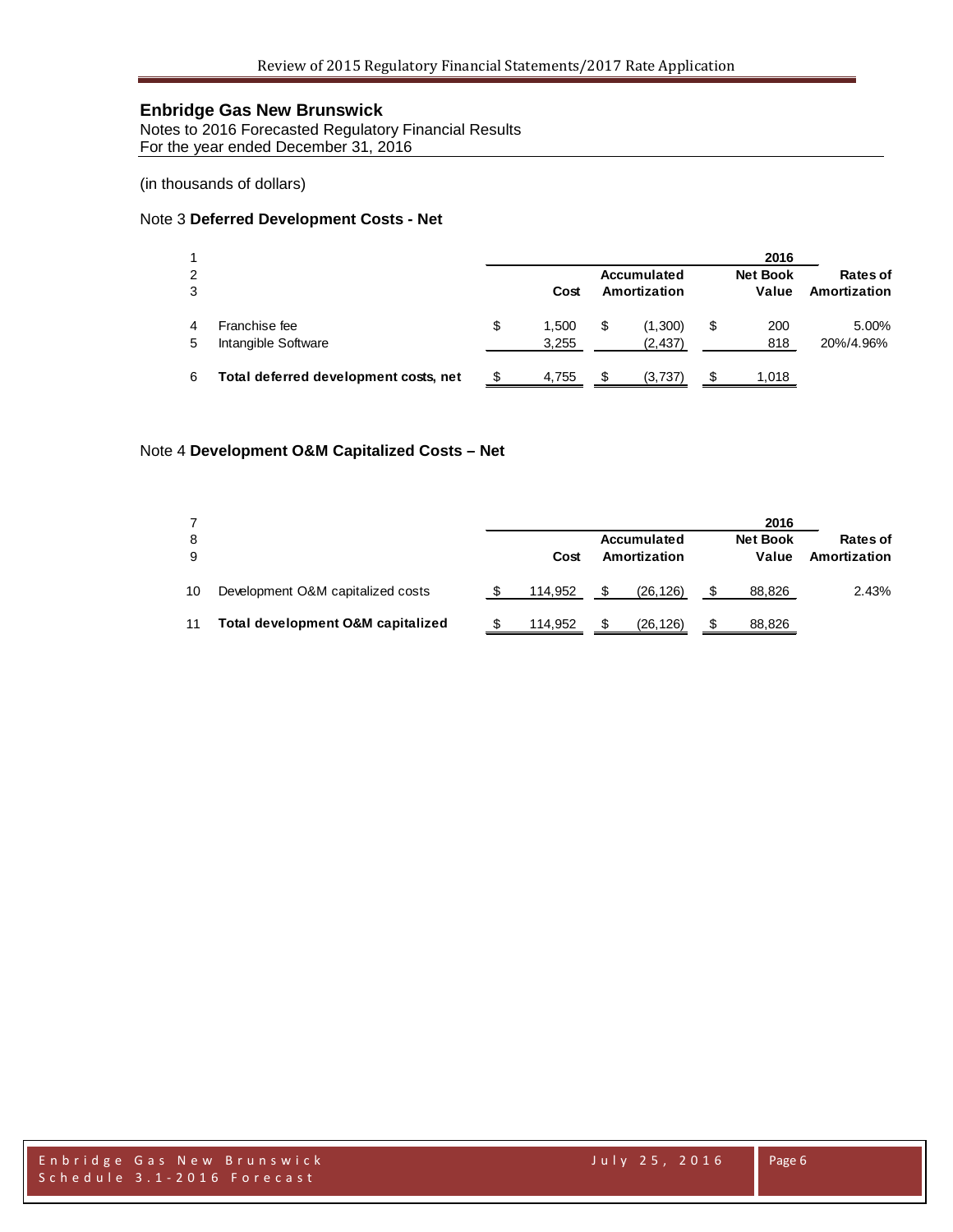## Enbridge Gas New Brunswick

Notes to 2016 Forecasted Regulatory Financial Results
For the year ended December 31, 2016

(in thousands of dollars)

### Note 3 **Deferred Development Costs - Net**

| Line | | | 2016 | | |
|---|---|---|---|---|---|
| | | Cost | Accumulated Amortization | Net Book Value | Rates of Amortization |
| 4 | Franchise fee | $ 1,500 | $ (1,300) | $ 200 | 5.00% |
| 5 | Intangible Software | 3,255 | (2,437) | 818 | 20%/4.96% |
| 6 | **Total deferred development costs, net** | $ 4,755 | $ (3,737) | $ 1,018 | |

### Note 4 **Development O&M Capitalized Costs – Net**

| Line | | | 2016 | | |
|---|---|---|---|---|---|
| | | Cost | Accumulated Amortization | Net Book Value | Rates of Amortization |
| 10 | Development O&M capitalized costs | $ 114,952 | $ (26,126) | $ 88,826 | 2.43% |
| 11 | **Total development O&M capitalized** | $ 114,952 | $ (26,126) | $ 88,826 | |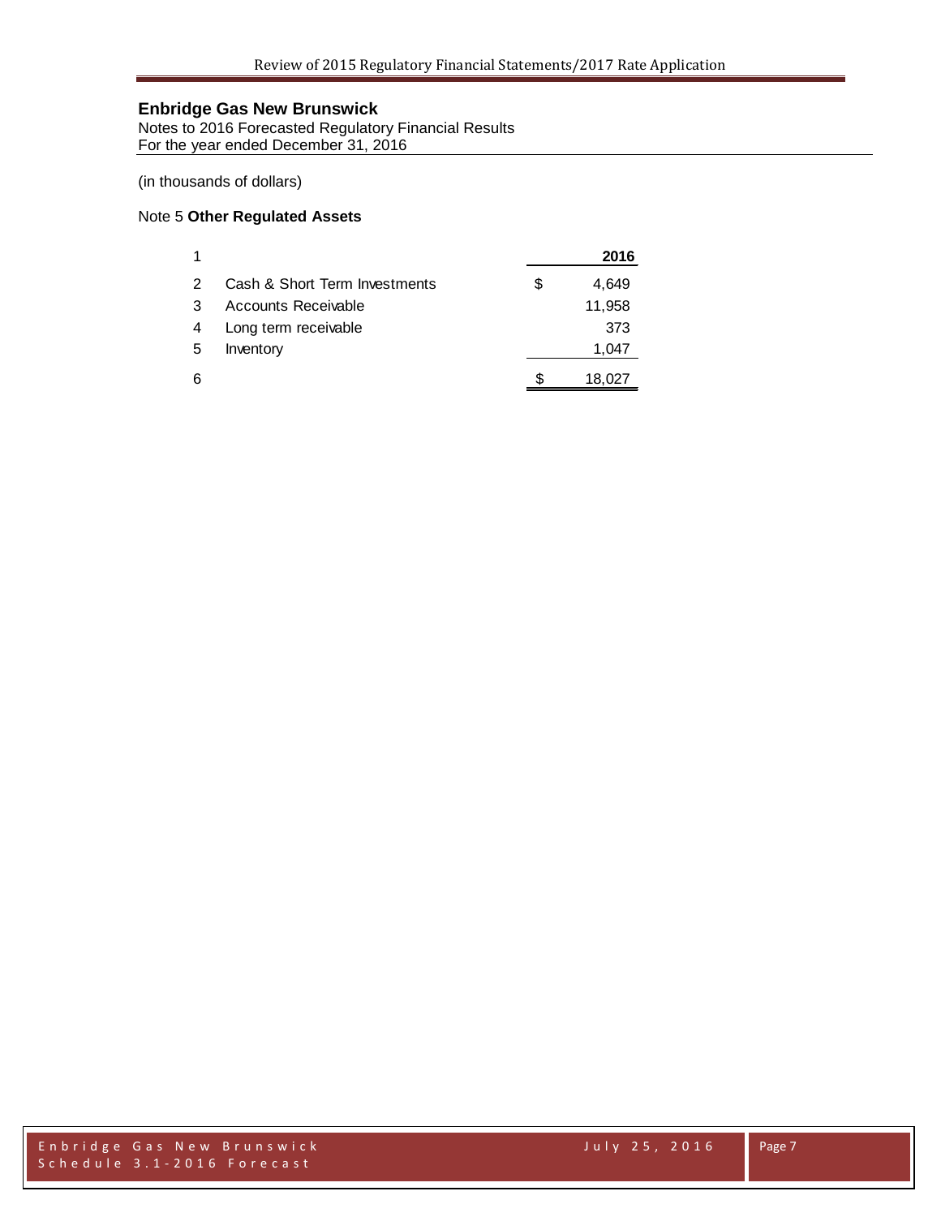## Enbridge Gas New Brunswick

Notes to 2016 Forecasted Regulatory Financial Results
For the year ended December 31, 2016

(in thousands of dollars)

### Note 5 **Other Regulated Assets**

| 1 | | | **2016** |
|---|---|---|---|
| 2 | Cash & Short Term Investments | $ | 4,649 |
| 3 | Accounts Receivable | | 11,958 |
| 4 | Long term receivable | | 373 |
| 5 | Inventory | | 1,047 |
| 6 | | $ | 18,027 |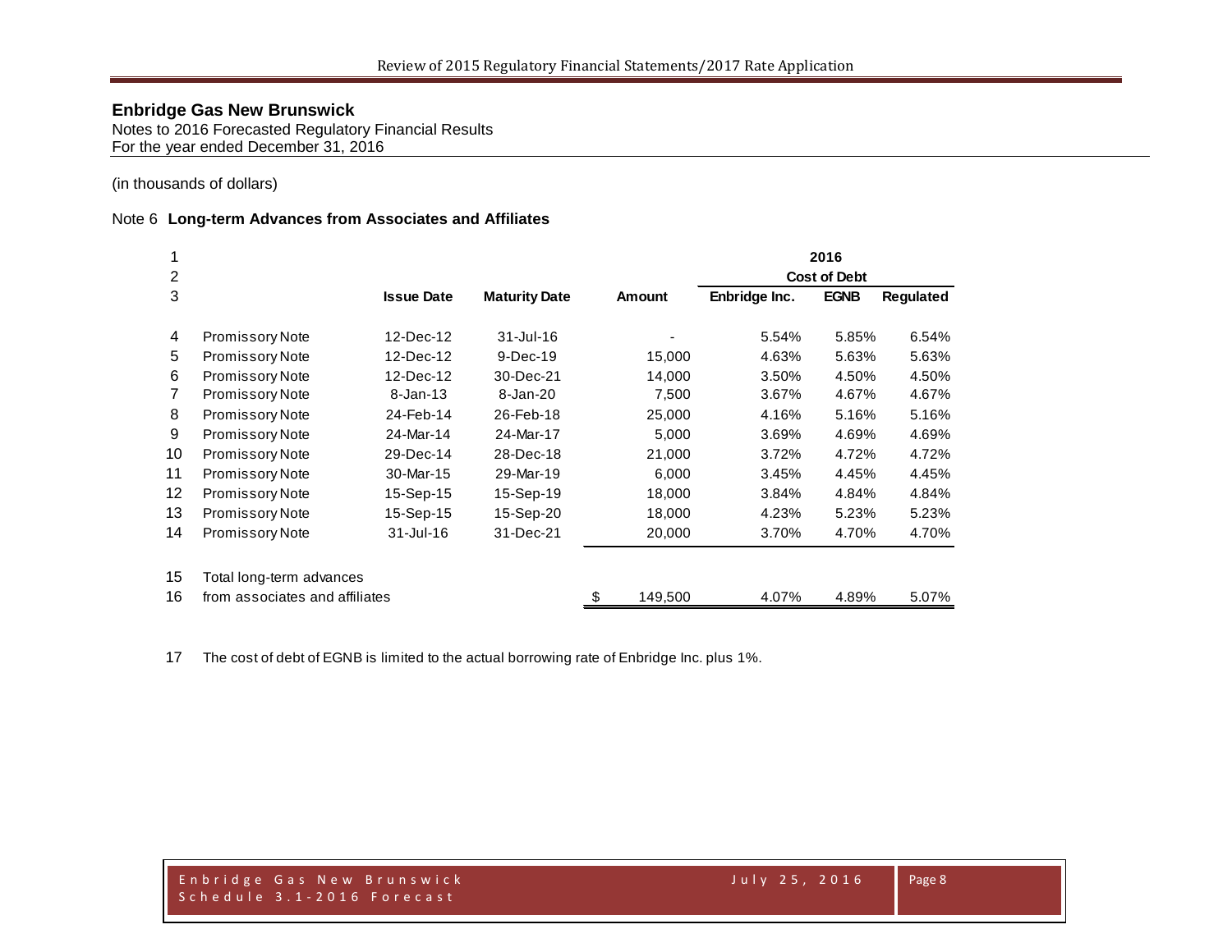**Enbridge Gas New Brunswick**
Notes to 2016 Forecasted Regulatory Financial Results
For the year ended December 31, 2016

(in thousands of dollars)

Note 6 **Long-term Advances from Associates and Affiliates**

| | | | | | 2016 | | |
|---|---|---|---|---|---|---|---|
| | | | | | Cost of Debt | | |
| | | **Issue Date** | **Maturity Date** | **Amount** | **Enbridge Inc.** | **EGNB** | **Regulated** |
| 4 | Promissory Note | 12-Dec-12 | 31-Jul-16 | - | 5.54% | 5.85% | 6.54% |
| 5 | Promissory Note | 12-Dec-12 | 9-Dec-19 | 15,000 | 4.63% | 5.63% | 5.63% |
| 6 | Promissory Note | 12-Dec-12 | 30-Dec-21 | 14,000 | 3.50% | 4.50% | 4.50% |
| 7 | Promissory Note | 8-Jan-13 | 8-Jan-20 | 7,500 | 3.67% | 4.67% | 4.67% |
| 8 | Promissory Note | 24-Feb-14 | 26-Feb-18 | 25,000 | 4.16% | 5.16% | 5.16% |
| 9 | Promissory Note | 24-Mar-14 | 24-Mar-17 | 5,000 | 3.69% | 4.69% | 4.69% |
| 10 | Promissory Note | 29-Dec-14 | 28-Dec-18 | 21,000 | 3.72% | 4.72% | 4.72% |
| 11 | Promissory Note | 30-Mar-15 | 29-Mar-19 | 6,000 | 3.45% | 4.45% | 4.45% |
| 12 | Promissory Note | 15-Sep-15 | 15-Sep-19 | 18,000 | 3.84% | 4.84% | 4.84% |
| 13 | Promissory Note | 15-Sep-15 | 15-Sep-20 | 18,000 | 4.23% | 5.23% | 5.23% |
| 14 | Promissory Note | 31-Jul-16 | 31-Dec-21 | 20,000 | 3.70% | 4.70% | 4.70% |
| 15 | Total long-term advances | | | | | | |
| 16 | from associates and affiliates | | | $ 149,500 | 4.07% | 4.89% | 5.07% |

17 The cost of debt of EGNB is limited to the actual borrowing rate of Enbridge Inc. plus 1%.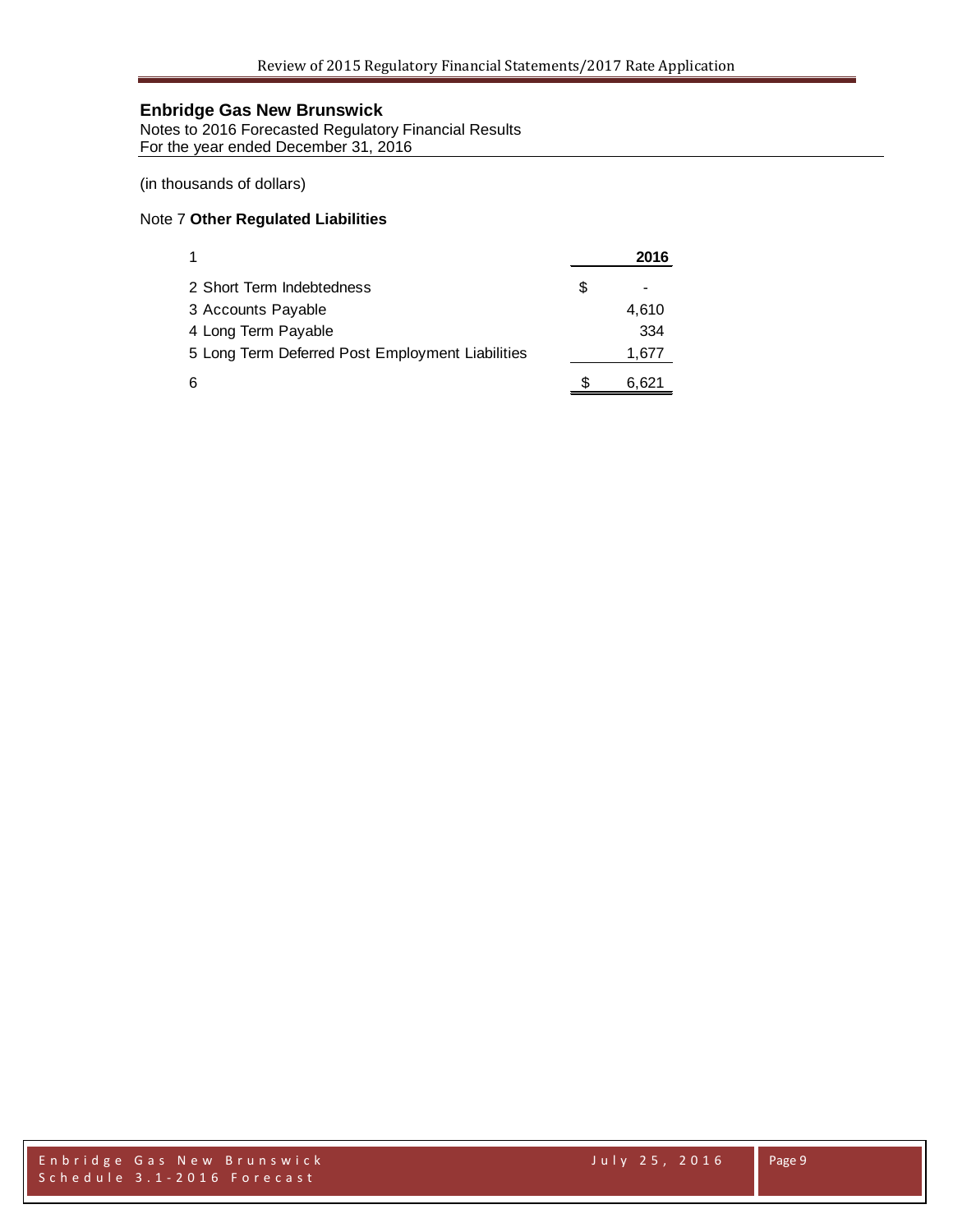## Enbridge Gas New Brunswick

Notes to 2016 Forecasted Regulatory Financial Results
For the year ended December 31, 2016

(in thousands of dollars)

### Note 7 **Other Regulated Liabilities**

| 1 | | 2016 |
|---|---|---|
| 2 Short Term Indebtedness | $ | - |
| 3 Accounts Payable | | 4,610 |
| 4 Long Term Payable | | 334 |
| 5 Long Term Deferred Post Employment Liabilities | | 1,677 |
| 6 | $ | 6,621 |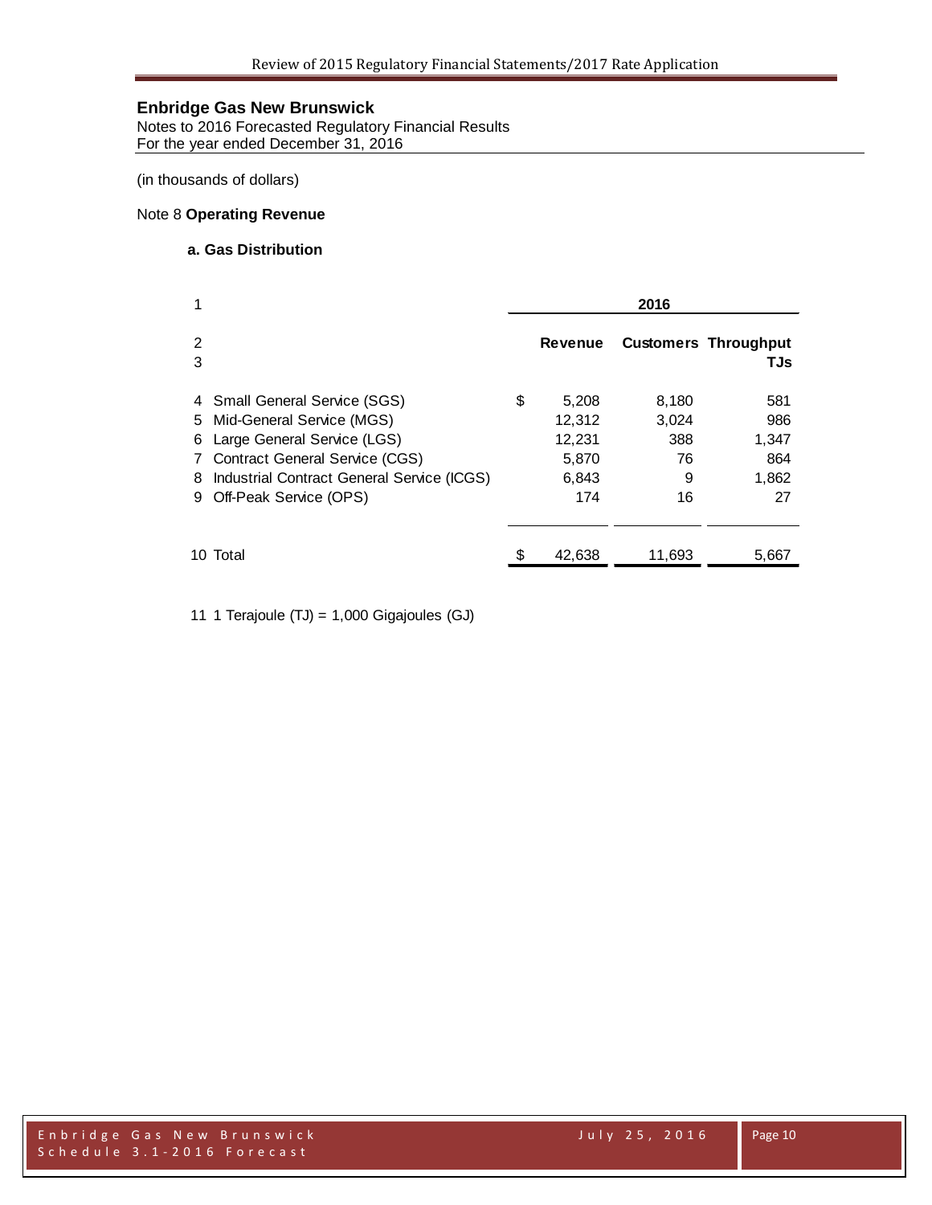## Enbridge Gas New Brunswick

Notes to 2016 Forecasted Regulatory Financial Results
For the year ended December 31, 2016

(in thousands of dollars)

Note 8 **Operating Revenue**

### a. Gas Distribution

| 1 | | 2016 | | |
|---|---|---|---|---|
| 2 | | **Revenue** | **Customers** | **Throughput** |
| 3 | | | | **TJs** |
| 4 | Small General Service (SGS) | $ 5,208 | 8,180 | 581 |
| 5 | Mid-General Service (MGS) | 12,312 | 3,024 | 986 |
| 6 | Large General Service (LGS) | 12,231 | 388 | 1,347 |
| 7 | Contract General Service (CGS) | 5,870 | 76 | 864 |
| 8 | Industrial Contract General Service (ICGS) | 6,843 | 9 | 1,862 |
| 9 | Off-Peak Service (OPS) | 174 | 16 | 27 |
| 10 | Total | $ 42,638 | 11,693 | 5,667 |

11 1 Terajoule (TJ) = 1,000 Gigajoules (GJ)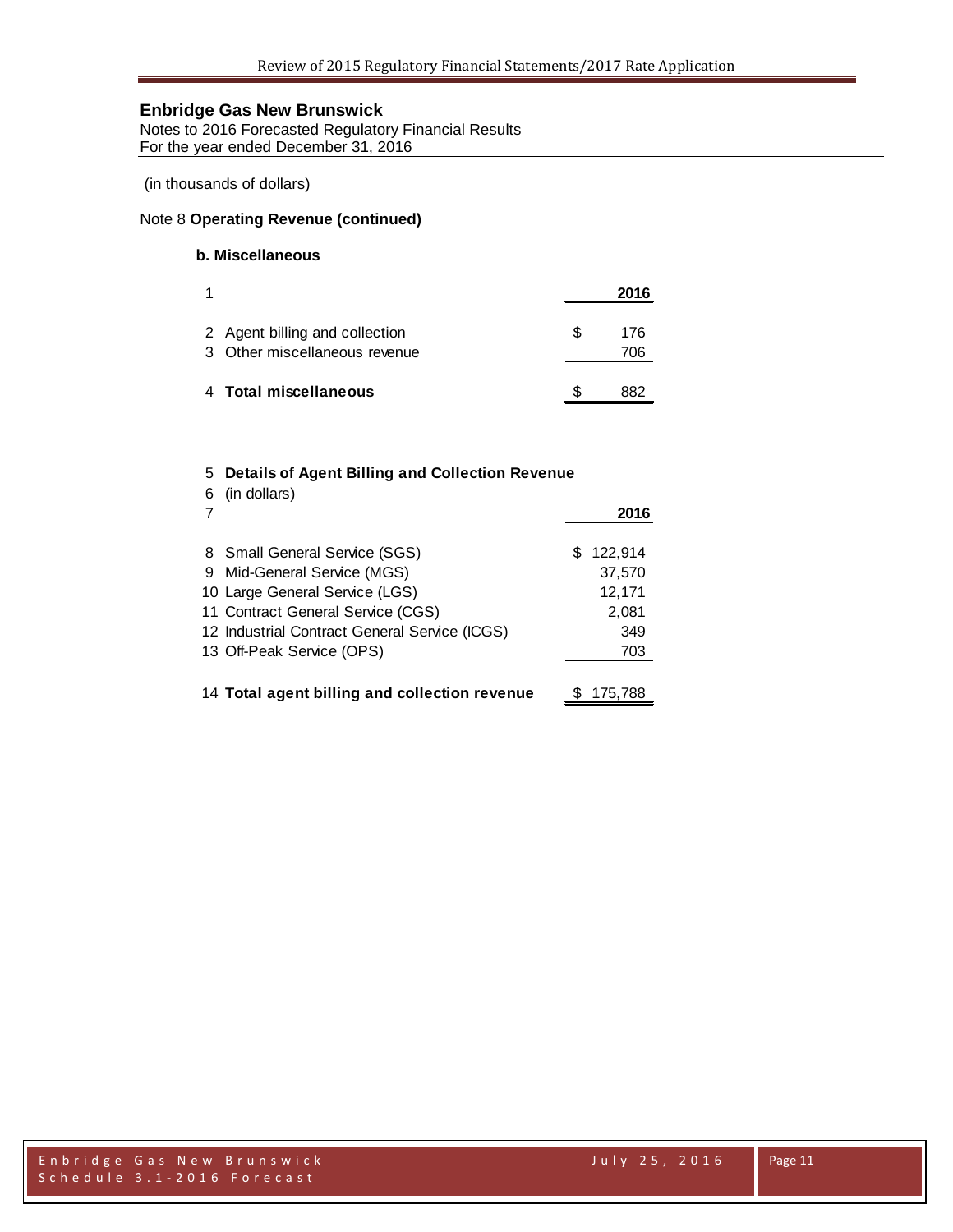# Enbridge Gas New Brunswick

Notes to 2016 Forecasted Regulatory Financial Results
For the year ended December 31, 2016

(in thousands of dollars)

## Note 8 **Operating Revenue (continued)**

### b. Miscellaneous

| Line | | 2016 |
|---|---|---|
| 1 | | **2016** |
| 2 | Agent billing and collection | $ 176 |
| 3 | Other miscellaneous revenue | 706 |
| 4 | **Total miscellaneous** | $ 882 |

| Line | | 2016 |
|---|---|---|
| 5 | **Details of Agent Billing and Collection Revenue** | |
| 6 | (in dollars) | |
| 7 | | **2016** |
| 8 | Small General Service (SGS) | $ 122,914 |
| 9 | Mid-General Service (MGS) | 37,570 |
| 10 | Large General Service (LGS) | 12,171 |
| 11 | Contract General Service (CGS) | 2,081 |
| 12 | Industrial Contract General Service (ICGS) | 349 |
| 13 | Off-Peak Service (OPS) | 703 |
| 14 | **Total agent billing and collection revenue** | $ 175,788 |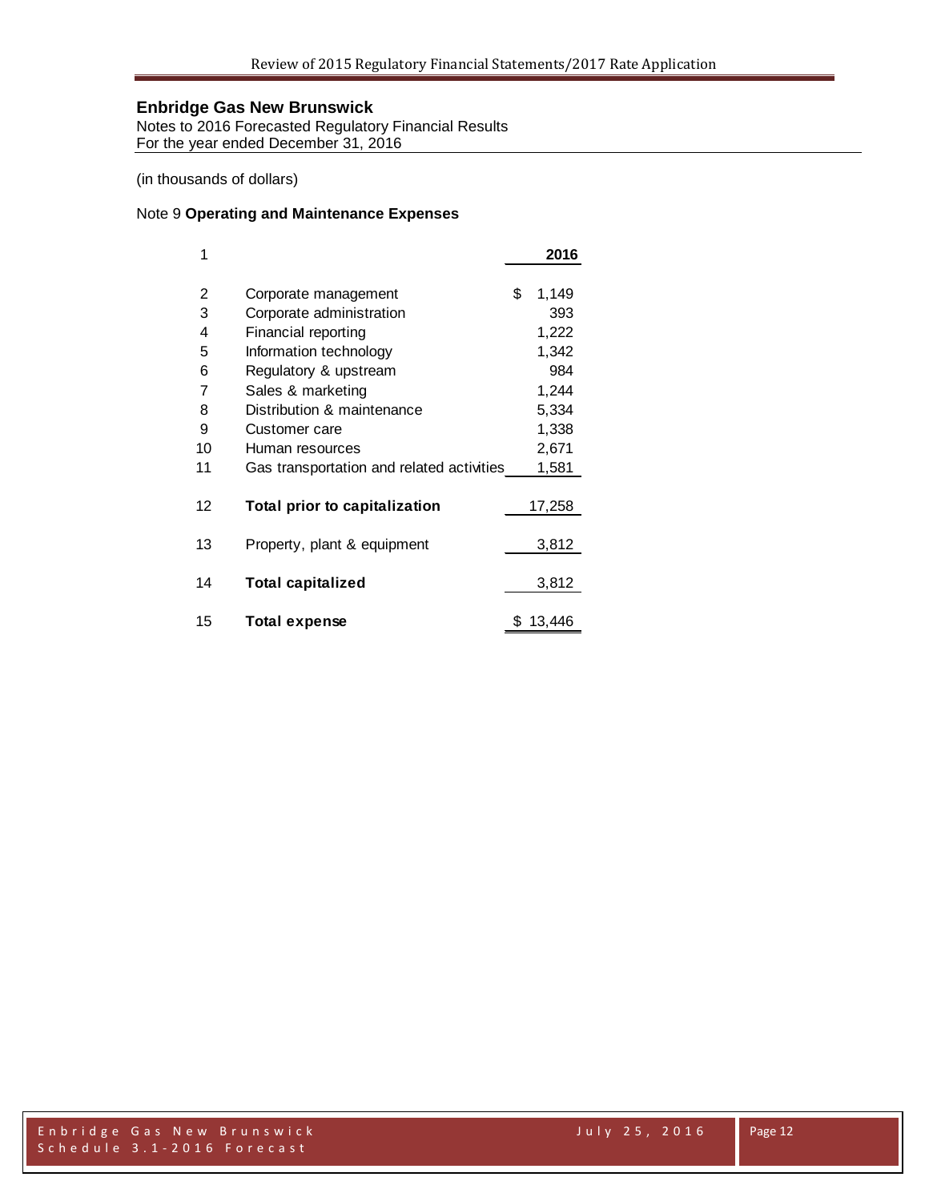## Enbridge Gas New Brunswick

Notes to 2016 Forecasted Regulatory Financial Results
For the year ended December 31, 2016

(in thousands of dollars)

Note 9 **Operating and Maintenance Expenses**

| 1 | | **2016** |
|---|---|---|
| 2 | Corporate management | $ 1,149 |
| 3 | Corporate administration | 393 |
| 4 | Financial reporting | 1,222 |
| 5 | Information technology | 1,342 |
| 6 | Regulatory & upstream | 984 |
| 7 | Sales & marketing | 1,244 |
| 8 | Distribution & maintenance | 5,334 |
| 9 | Customer care | 1,338 |
| 10 | Human resources | 2,671 |
| 11 | Gas transportation and related activities | 1,581 |
| 12 | **Total prior to capitalization** | 17,258 |
| 13 | Property, plant & equipment | 3,812 |
| 14 | **Total capitalized** | 3,812 |
| 15 | **Total expense** | $ 13,446 |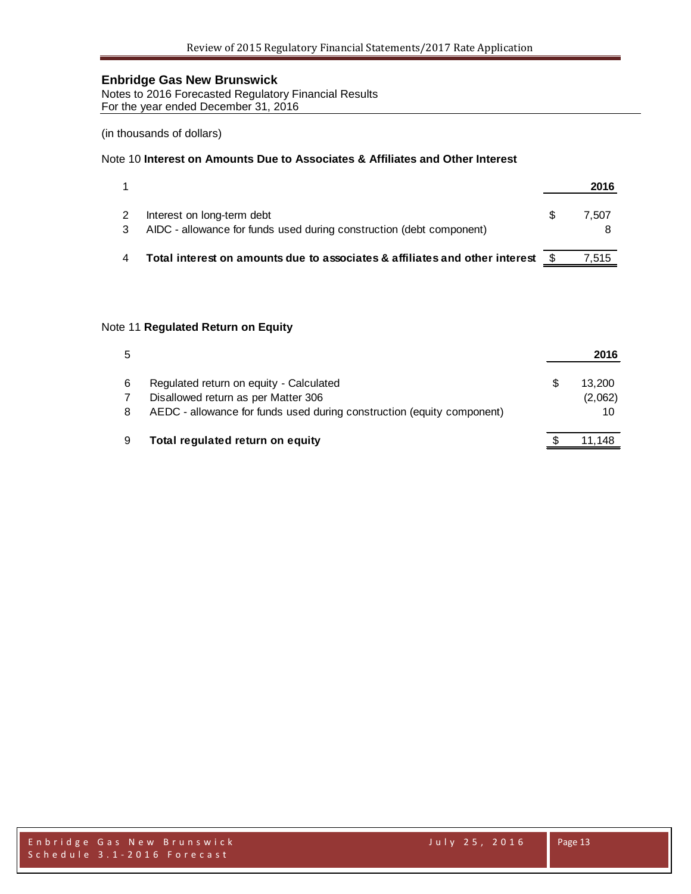## Enbridge Gas New Brunswick

Notes to 2016 Forecasted Regulatory Financial Results
For the year ended December 31, 2016

(in thousands of dollars)

### Note 10 **Interest on Amounts Due to Associates & Affiliates and Other Interest**

| 1 | | | 2016 |
|---|---|---|---|
| 2 | Interest on long-term debt | $ | 7,507 |
| 3 | AIDC - allowance for funds used during construction (debt component) | | 8 |
| 4 | **Total interest on amounts due to associates & affiliates and other interest** | $ | 7,515 |

### Note 11 **Regulated Return on Equity**

| 5 | | | 2016 |
|---|---|---|---|
| 6 | Regulated return on equity - Calculated | $ | 13,200 |
| 7 | Disallowed return as per Matter 306 | | (2,062) |
| 8 | AEDC - allowance for funds used during construction (equity component) | | 10 |
| 9 | **Total regulated return on equity** | $ | 11,148 |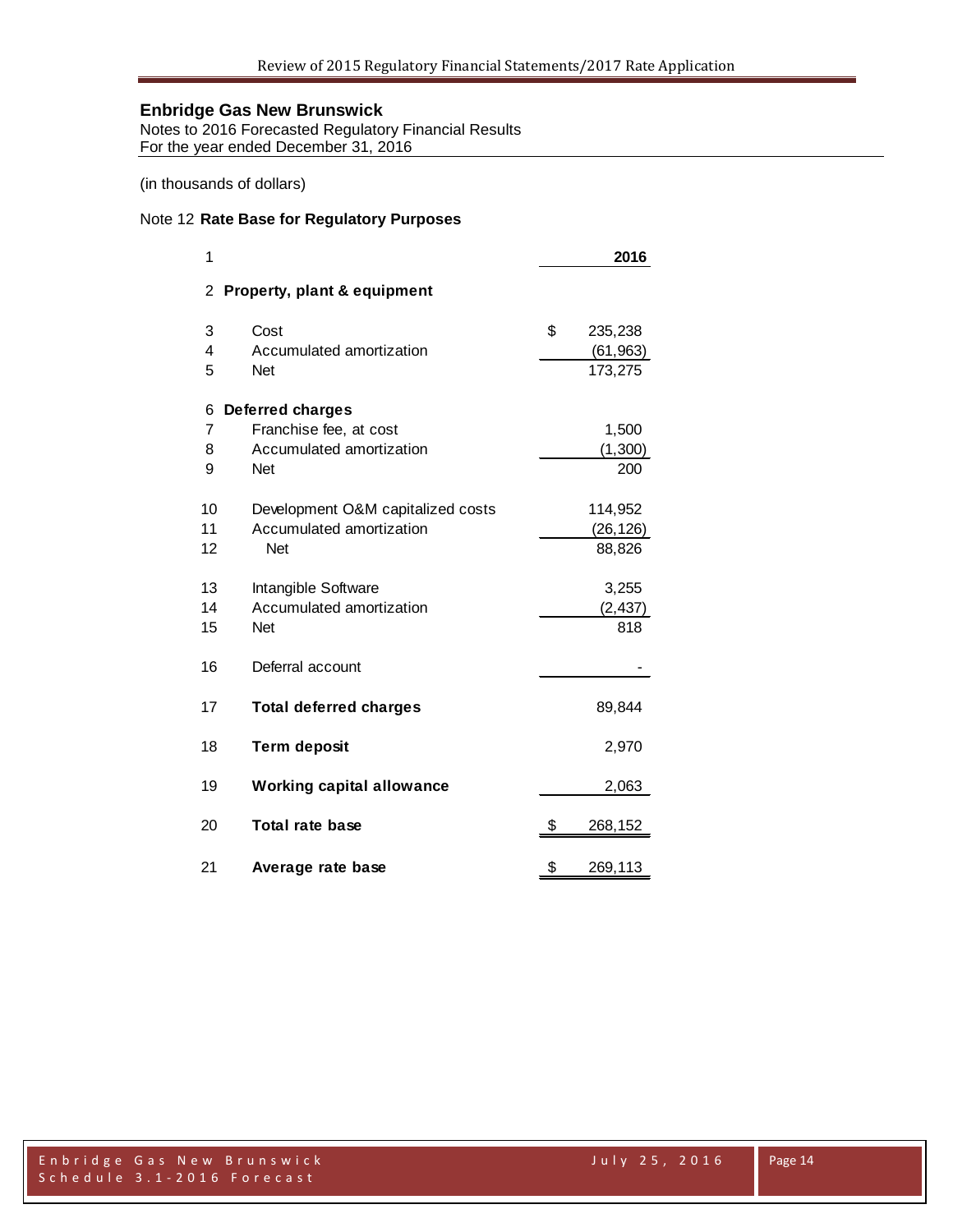## Enbridge Gas New Brunswick

Notes to 2016 Forecasted Regulatory Financial Results
For the year ended December 31, 2016

(in thousands of dollars)

### Note 12 Rate Base for Regulatory Purposes

| # | | 2016 |
|---|---|---|
| 2 | **Property, plant & equipment** | |
| 3 | Cost | $ 235,238 |
| 4 | Accumulated amortization | (61,963) |
| 5 | Net | 173,275 |
| 6 | **Deferred charges** | |
| 7 | Franchise fee, at cost | 1,500 |
| 8 | Accumulated amortization | (1,300) |
| 9 | Net | 200 |
| 10 | Development O&M capitalized costs | 114,952 |
| 11 | Accumulated amortization | (26,126) |
| 12 | Net | 88,826 |
| 13 | Intangible Software | 3,255 |
| 14 | Accumulated amortization | (2,437) |
| 15 | Net | 818 |
| 16 | Deferral account | - |
| 17 | **Total deferred charges** | 89,844 |
| 18 | **Term deposit** | 2,970 |
| 19 | **Working capital allowance** | 2,063 |
| 20 | **Total rate base** | $ 268,152 |
| 21 | **Average rate base** | $ 269,113 |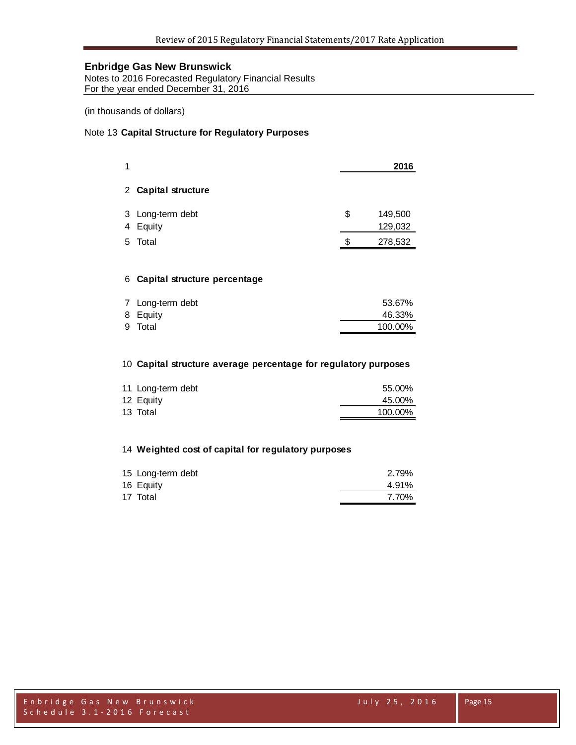## Enbridge Gas New Brunswick

Notes to 2016 Forecasted Regulatory Financial Results
For the year ended December 31, 2016

(in thousands of dollars)

Note 13 **Capital Structure for Regulatory Purposes**

| | | 2016 |
|---|---|---|
| 1 | | |
| 2 | **Capital structure** | |
| 3 | Long-term debt | $ 149,500 |
| 4 | Equity | 129,032 |
| 5 | Total | $ 278,532 |
| 6 | **Capital structure percentage** | |
| 7 | Long-term debt | 53.67% |
| 8 | Equity | 46.33% |
| 9 | Total | 100.00% |
| 10 | **Capital structure average percentage for regulatory purposes** | |
| 11 | Long-term debt | 55.00% |
| 12 | Equity | 45.00% |
| 13 | Total | 100.00% |
| 14 | **Weighted cost of capital for regulatory purposes** | |
| 15 | Long-term debt | 2.79% |
| 16 | Equity | 4.91% |
| 17 | Total | 7.70% |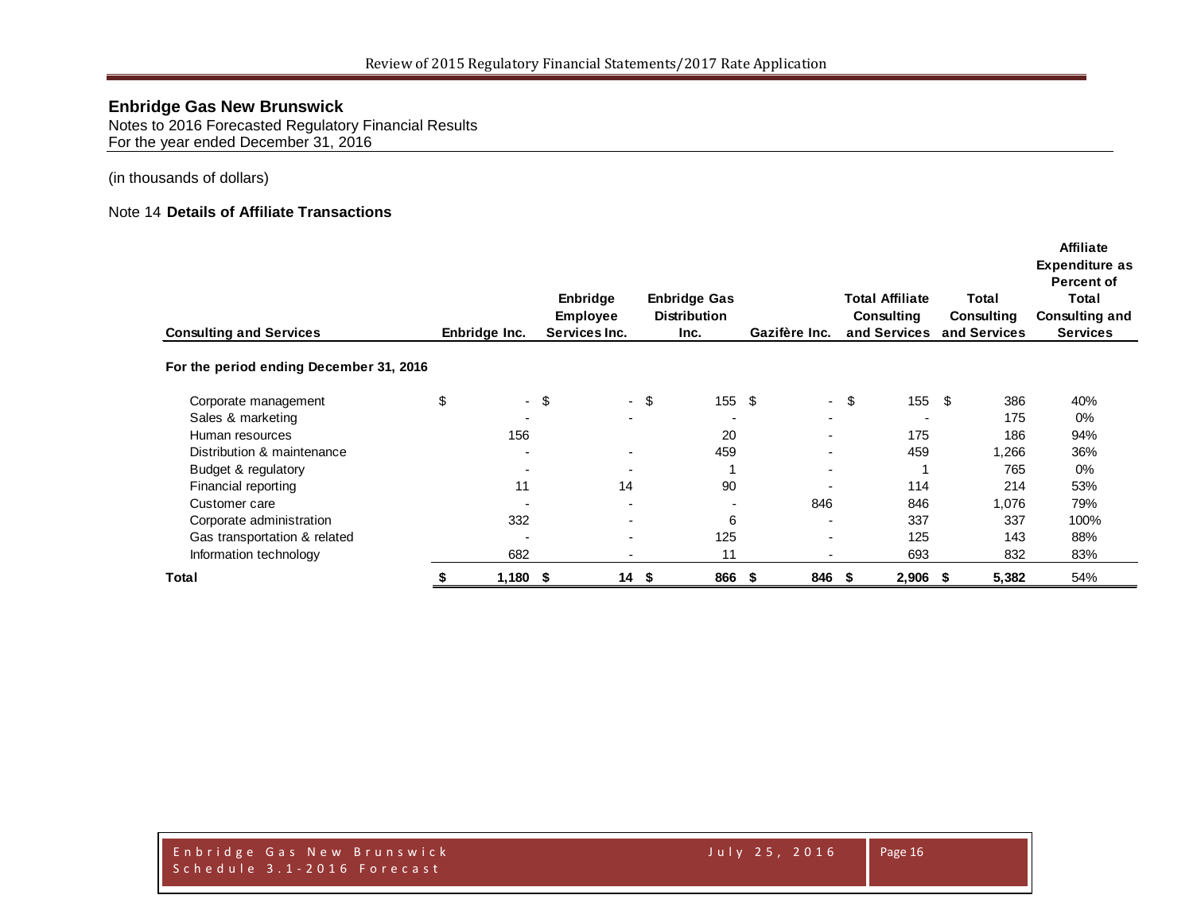# Enbridge Gas New Brunswick

Notes to 2016 Forecasted Regulatory Financial Results
For the year ended December 31, 2016

(in thousands of dollars)

Note 14 **Details of Affiliate Transactions**

| Consulting and Services | Enbridge Inc. | Enbridge Employee Services Inc. | Enbridge Gas Distribution Inc. | Gazifère Inc. | Total Affiliate Consulting and Services | Total Consulting and Services | Affiliate Expenditure as Percent of Total Consulting and Services |
|---|---|---|---|---|---|---|---|
| **For the period ending December 31, 2016** | | | | | | | |
| Corporate management | $ - | $ - | $ 155 | $ - | $ 155 | $ 386 | 40% |
| Sales & marketing | - | - | - | - | - | 175 | 0% |
| Human resources | 156 | | 20 | - | 175 | 186 | 94% |
| Distribution & maintenance | - | - | 459 | - | 459 | 1,266 | 36% |
| Budget & regulatory | - | - | 1 | - | 1 | 765 | 0% |
| Financial reporting | 11 | 14 | 90 | - | 114 | 214 | 53% |
| Customer care | - | - | - | 846 | 846 | 1,076 | 79% |
| Corporate administration | 332 | - | 6 | - | 337 | 337 | 100% |
| Gas transportation & related | - | - | 125 | - | 125 | 143 | 88% |
| Information technology | 682 | - | 11 | - | 693 | 832 | 83% |
| **Total** | **$ 1,180** | **$ 14** | **$ 866** | **$ 846** | **$ 2,906** | **$ 5,382** | 54% |